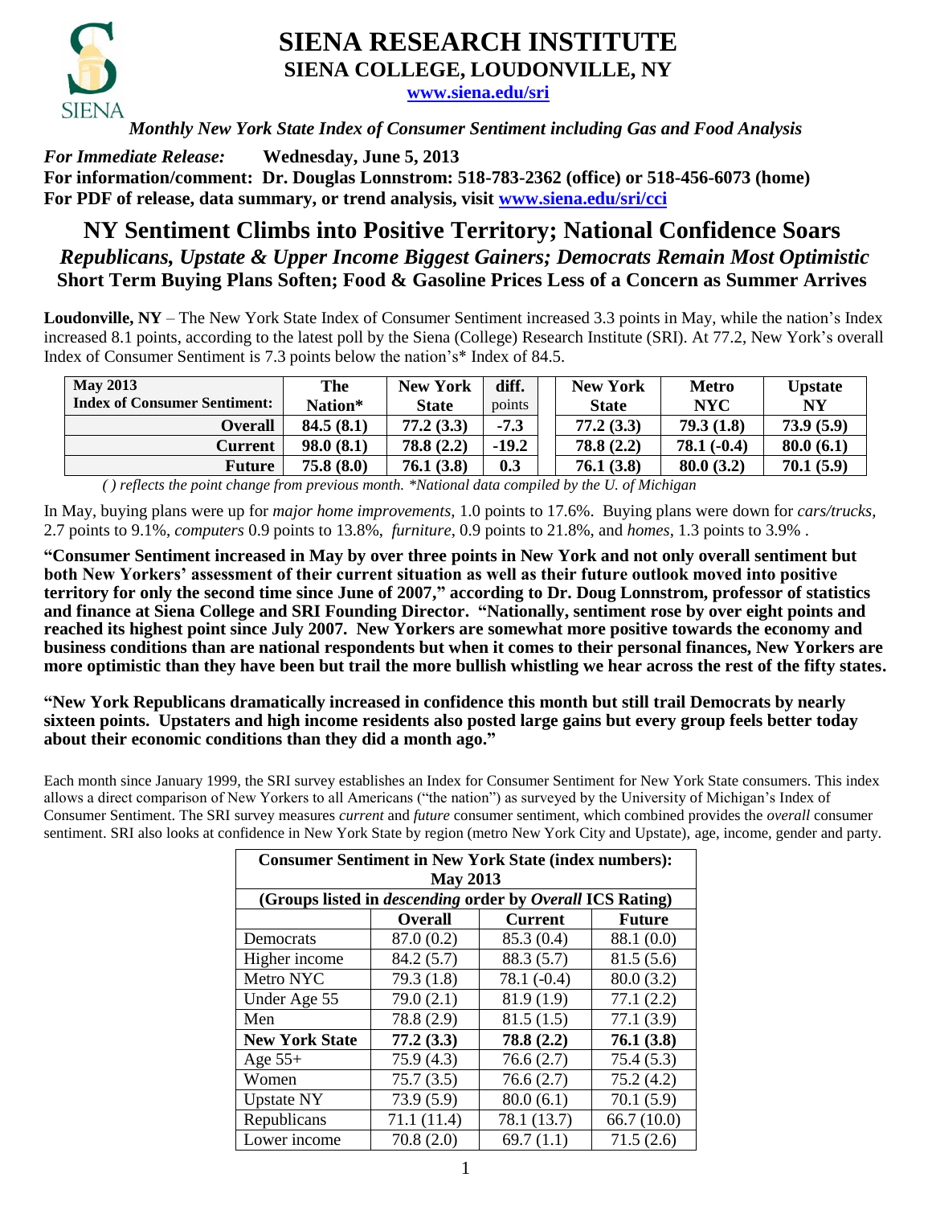# SIENA RESEARCH INSTITUTE

## SIENA COLLEGE, LOUDONVILLE, NY

www.siena.edu/sri

*Monthly New York State Index of Consumer Sentiment including Gas and Food Analysis*

***For Immediate Release:*** **Wednesday, June 5, 2013**

**For information/comment: Dr. Douglas Lonnstrom: 518-783-2362 (office) or 518-456-6073 (home)**

**For PDF of release, data summary, or trend analysis, visit www.siena.edu/sri/cci**

# NY Sentiment Climbs into Positive Territory; National Confidence Soars

## *Republicans, Upstate & Upper Income Biggest Gainers; Democrats Remain Most Optimistic*

### Short Term Buying Plans Soften; Food & Gasoline Prices Less of a Concern as Summer Arrives

**Loudonville, NY** – The New York State Index of Consumer Sentiment increased 3.3 points in May, while the nation's Index increased 8.1 points, according to the latest poll by the Siena (College) Research Institute (SRI). At 77.2, New York's overall Index of Consumer Sentiment is 7.3 points below the nation's* Index of 84.5.

| May 2013 Index of Consumer Sentiment: | The Nation* | New York State | diff. points | New York State | Metro NYC | Upstate NY |
|---|---|---|---|---|---|---|
| **Overall** | **84.5 (8.1)** | **77.2 (3.3)** | **-7.3** | **77.2 (3.3)** | **79.3 (1.8)** | **73.9 (5.9)** |
| **Current** | **98.0 (8.1)** | **78.8 (2.2)** | **-19.2** | **78.8 (2.2)** | **78.1 (-0.4)** | **80.0 (6.1)** |
| **Future** | **75.8 (8.0)** | **76.1 (3.8)** | **0.3** | **76.1 (3.8)** | **80.0 (3.2)** | **70.1 (5.9)** |

*( ) reflects the point change from previous month. *National data compiled by the U. of Michigan*

In May, buying plans were up for *major home improvements,* 1.0 points to 17.6%. Buying plans were down for *cars/trucks,* 2.7 points to 9.1%, *computers* 0.9 points to 13.8%, *furniture*, 0.9 points to 21.8%, and *homes*, 1.3 points to 3.9% .

**"Consumer Sentiment increased in May by over three points in New York and not only overall sentiment but both New Yorkers' assessment of their current situation as well as their future outlook moved into positive territory for only the second time since June of 2007," according to Dr. Doug Lonnstrom, professor of statistics and finance at Siena College and SRI Founding Director. "Nationally, sentiment rose by over eight points and reached its highest point since July 2007. New Yorkers are somewhat more positive towards the economy and business conditions than are national respondents but when it comes to their personal finances, New Yorkers are more optimistic than they have been but trail the more bullish whistling we hear across the rest of the fifty states.**

**"New York Republicans dramatically increased in confidence this month but still trail Democrats by nearly sixteen points. Upstaters and high income residents also posted large gains but every group feels better today about their economic conditions than they did a month ago."**

Each month since January 1999, the SRI survey establishes an Index for Consumer Sentiment for New York State consumers. This index allows a direct comparison of New Yorkers to all Americans ("the nation") as surveyed by the University of Michigan's Index of Consumer Sentiment. The SRI survey measures *current* and *future* consumer sentiment, which combined provides the *overall* consumer sentiment. SRI also looks at confidence in New York State by region (metro New York City and Upstate), age, income, gender and party.

| Consumer Sentiment in New York State (index numbers): May 2013 (Groups listed in *descending* order by *Overall* ICS Rating) | Overall | Current | Future |
|---|---|---|---|
| Democrats | 87.0 (0.2) | 85.3 (0.4) | 88.1 (0.0) |
| Higher income | 84.2 (5.7) | 88.3 (5.7) | 81.5 (5.6) |
| Metro NYC | 79.3 (1.8) | 78.1 (-0.4) | 80.0 (3.2) |
| Under Age 55 | 79.0 (2.1) | 81.9 (1.9) | 77.1 (2.2) |
| Men | 78.8 (2.9) | 81.5 (1.5) | 77.1 (3.9) |
| **New York State** | **77.2 (3.3)** | **78.8 (2.2)** | **76.1 (3.8)** |
| Age 55+ | 75.9 (4.3) | 76.6 (2.7) | 75.4 (5.3) |
| Women | 75.7 (3.5) | 76.6 (2.7) | 75.2 (4.2) |
| Upstate NY | 73.9 (5.9) | 80.0 (6.1) | 70.1 (5.9) |
| Republicans | 71.1 (11.4) | 78.1 (13.7) | 66.7 (10.0) |
| Lower income | 70.8 (2.0) | 69.7 (1.1) | 71.5 (2.6) |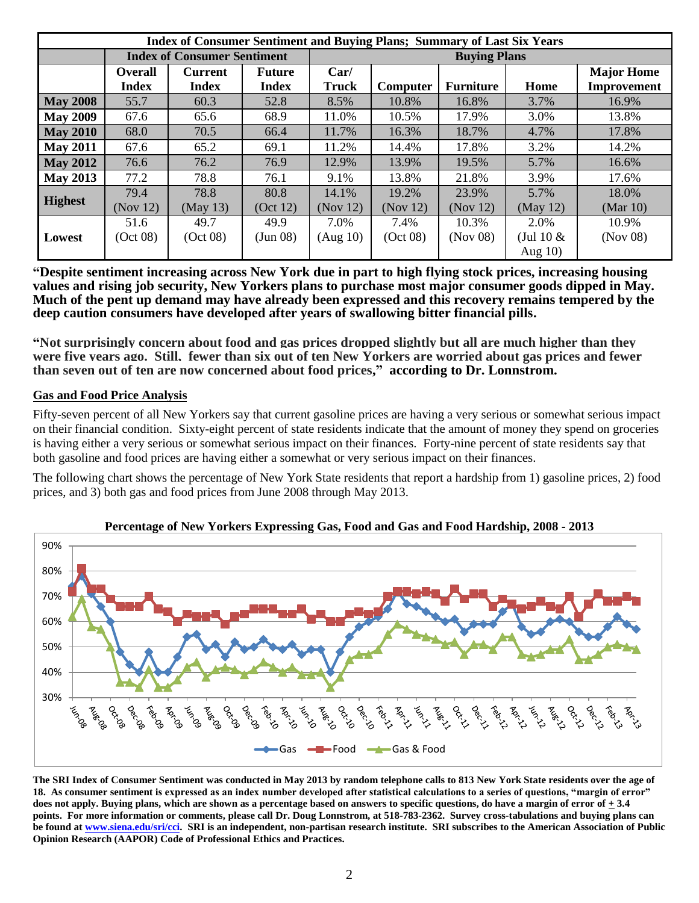| Index of Consumer Sentiment and Buying Plans; Summary of Last Six Years | | | | | | | | |
|---|---|---|---|---|---|---|---|---|
| | Index of Consumer Sentiment | | | Buying Plans | | | | |
| | Overall Index | Current Index | Future Index | Car/ Truck | Computer | Furniture | Home | Major Home Improvement |
| **May 2008** | 55.7 | 60.3 | 52.8 | 8.5% | 10.8% | 16.8% | 3.7% | 16.9% |
| **May 2009** | 67.6 | 65.6 | 68.9 | 11.0% | 10.5% | 17.9% | 3.0% | 13.8% |
| **May 2010** | 68.0 | 70.5 | 66.4 | 11.7% | 16.3% | 18.7% | 4.7% | 17.8% |
| **May 2011** | 67.6 | 65.2 | 69.1 | 11.2% | 14.4% | 17.8% | 3.2% | 14.2% |
| **May 2012** | 76.6 | 76.2 | 76.9 | 12.9% | 13.9% | 19.5% | 5.7% | 16.6% |
| **May 2013** | 77.2 | 78.8 | 76.1 | 9.1% | 13.8% | 21.8% | 3.9% | 17.6% |
| **Highest** | 79.4 (Nov 12) | 78.8 (May 13) | 80.8 (Oct 12) | 14.1% (Nov 12) | 19.2% (Nov 12) | 23.9% (Nov 12) | 5.7% (May 12) | 18.0% (Mar 10) |
| **Lowest** | 51.6 (Oct 08) | 49.7 (Oct 08) | 49.9 (Jun 08) | 7.0% (Aug 10) | 7.4% (Oct 08) | 10.3% (Nov 08) | 2.0% (Jul 10 & Aug 10) | 10.9% (Nov 08) |

**"Despite sentiment increasing across New York due in part to high flying stock prices, increasing housing values and rising job security, New Yorkers plans to purchase most major consumer goods dipped in May. Much of the pent up demand may have already been expressed and this recovery remains tempered by the deep caution consumers have developed after years of swallowing bitter financial pills.**

**"Not surprisingly concern about food and gas prices dropped slightly but all are much higher than they were five years ago. Still, fewer than six out of ten New Yorkers are worried about gas prices and fewer than seven out of ten are now concerned about food prices," according to Dr. Lonnstrom.**

## Gas and Food Price Analysis

Fifty-seven percent of all New Yorkers say that current gasoline prices are having a very serious or somewhat serious impact on their financial condition. Sixty-eight percent of state residents indicate that the amount of money they spend on groceries is having either a very serious or somewhat serious impact on their finances. Forty-nine percent of state residents say that both gasoline and food prices are having either a somewhat or very serious impact on their finances.

The following chart shows the percentage of New York State residents that report a hardship from 1) gasoline prices, 2) food prices, and 3) both gas and food prices from June 2008 through May 2013.

**Percentage of New Yorkers Expressing Gas, Food and Gas and Food Hardship, 2008 - 2013**

**The SRI Index of Consumer Sentiment was conducted in May 2013 by random telephone calls to 813 New York State residents over the age of 18. As consumer sentiment is expressed as an index number developed after statistical calculations to a series of questions, "margin of error" does not apply. Buying plans, which are shown as a percentage based on answers to specific questions, do have a margin of error of ± 3.4 points. For more information or comments, please call Dr. Doug Lonnstrom, at 518-783-2362. Survey cross-tabulations and buying plans can be found at www.siena.edu/sri/cci. SRI is an independent, non-partisan research institute. SRI subscribes to the American Association of Public Opinion Research (AAPOR) Code of Professional Ethics and Practices.**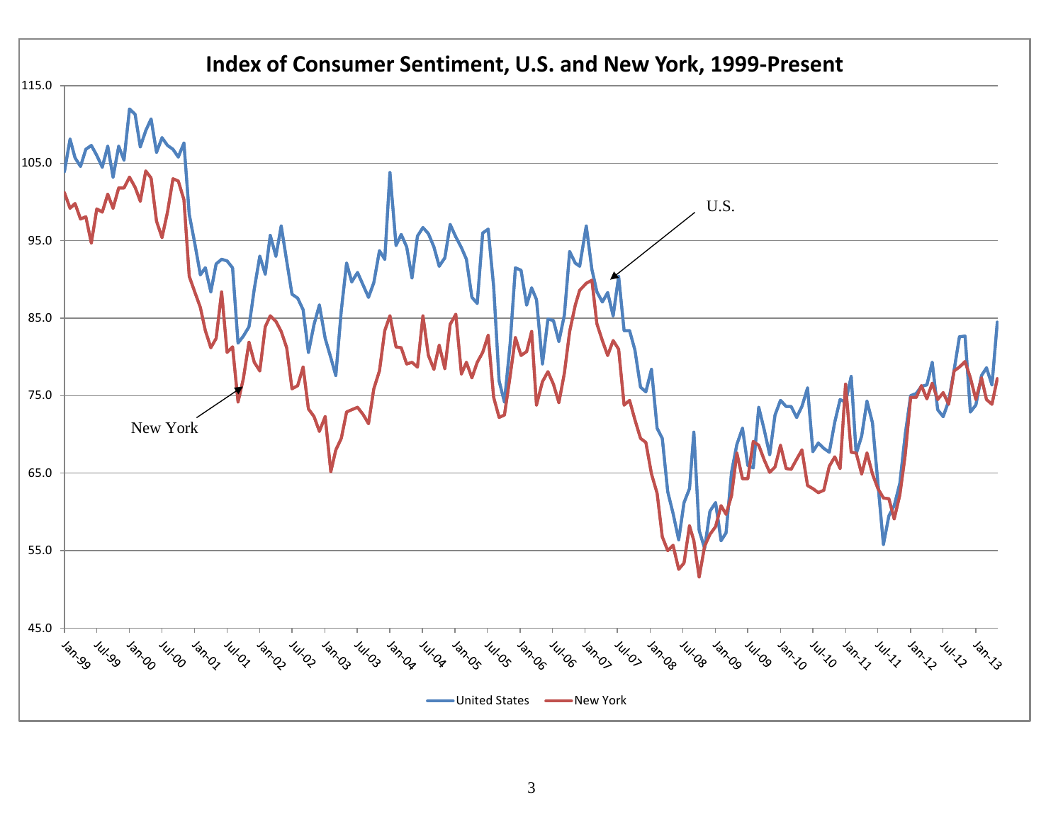# Index of Consumer Sentiment, U.S. and New York, 1999-Present

United States — New York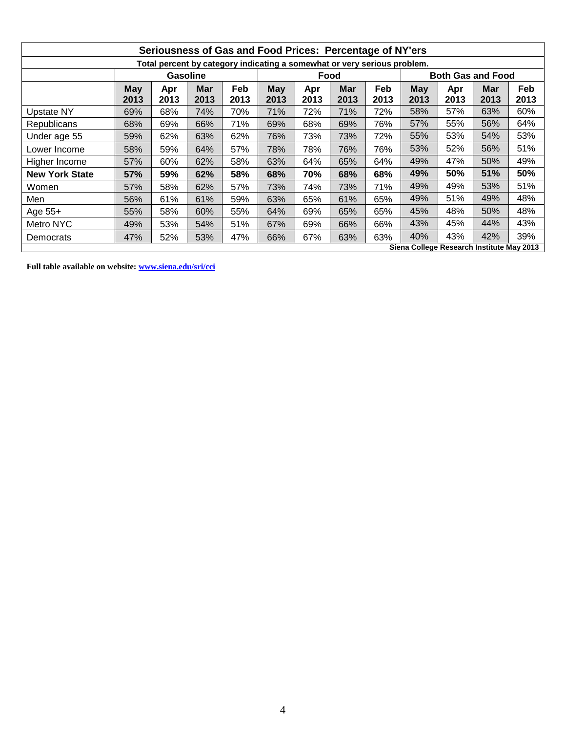| Seriousness of Gas and Food Prices: Percentage of NY'ers | | | | | | | | | | | | |
|---|---|---|---|---|---|---|---|---|---|---|---|---|
| Total percent by category indicating a somewhat or very serious problem. | | | | | | | | | | | | |
| | Gasoline | | | | Food | | | | Both Gas and Food | | | |
| | **May 2013** | **Apr 2013** | **Mar 2013** | **Feb 2013** | **May 2013** | **Apr 2013** | **Mar 2013** | **Feb 2013** | **May 2013** | **Apr 2013** | **Mar 2013** | **Feb 2013** |
| Upstate NY | 69% | 68% | 74% | 70% | 71% | 72% | 71% | 72% | 58% | 57% | 63% | 60% |
| Republicans | 68% | 69% | 66% | 71% | 69% | 68% | 69% | 76% | 57% | 55% | 56% | 64% |
| Under age 55 | 59% | 62% | 63% | 62% | 76% | 73% | 73% | 72% | 55% | 53% | 54% | 53% |
| Lower Income | 58% | 59% | 64% | 57% | 78% | 78% | 76% | 76% | 53% | 52% | 56% | 51% |
| Higher Income | 57% | 60% | 62% | 58% | 63% | 64% | 65% | 64% | 49% | 47% | 50% | 49% |
| **New York State** | **57%** | **59%** | **62%** | **58%** | **68%** | **70%** | **68%** | **68%** | **49%** | **50%** | **51%** | **50%** |
| Women | 57% | 58% | 62% | 57% | 73% | 74% | 73% | 71% | 49% | 49% | 53% | 51% |
| Men | 56% | 61% | 61% | 59% | 63% | 65% | 61% | 65% | 49% | 51% | 49% | 48% |
| Age 55+ | 55% | 58% | 60% | 55% | 64% | 69% | 65% | 65% | 45% | 48% | 50% | 48% |
| Metro NYC | 49% | 53% | 54% | 51% | 67% | 69% | 66% | 66% | 43% | 45% | 44% | 43% |
| Democrats | 47% | 52% | 53% | 47% | 66% | 67% | 63% | 63% | 40% | 43% | 42% | 39% |
| Siena College Research Institute May 2013 | | | | | | | | | | | | |

**Full table available on website: www.siena.edu/sri/cci**